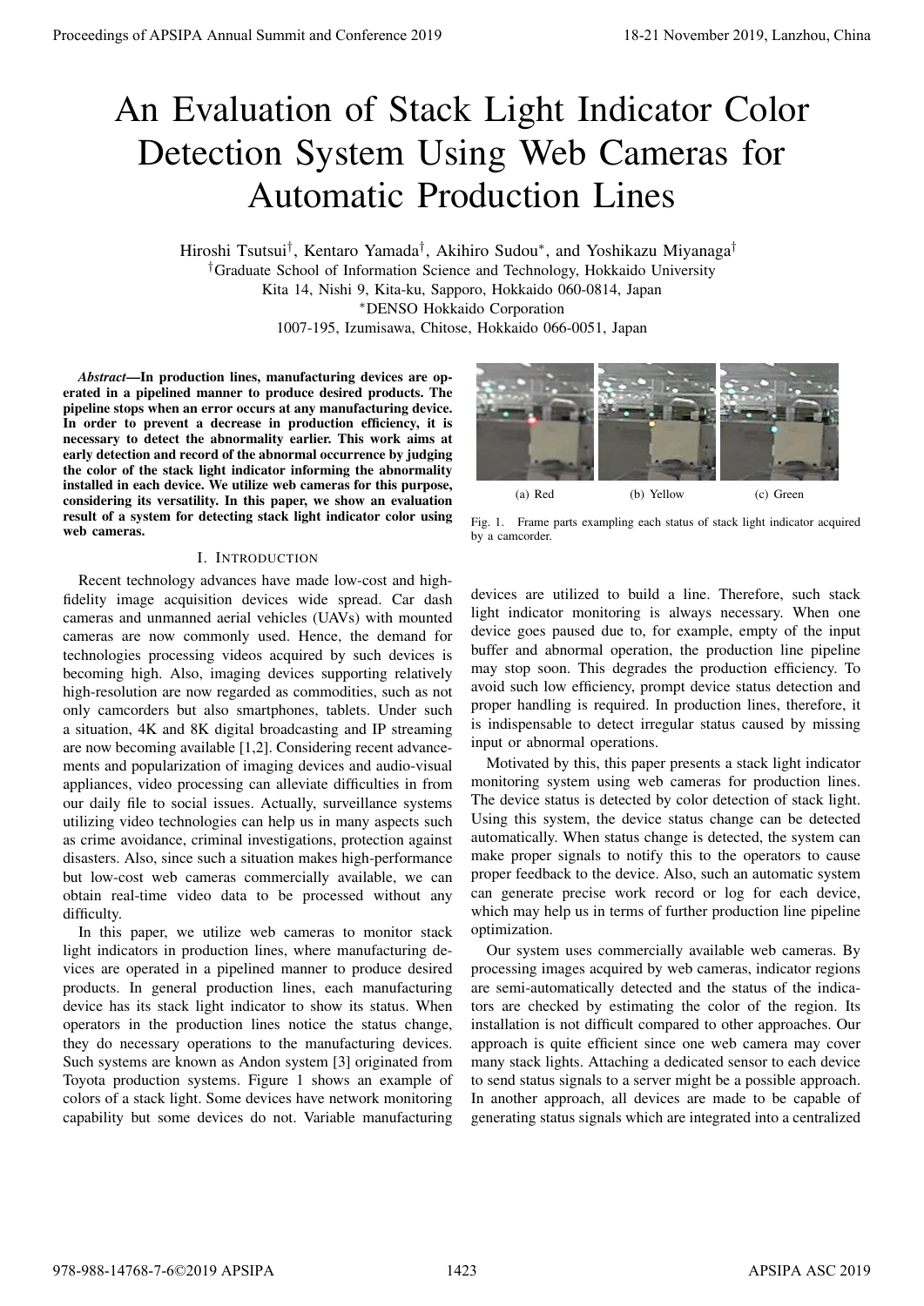# An Evaluation of Stack Light Indicator Color Detection System Using Web Cameras for Automatic Production Lines

Hiroshi Tsutsui[†], Kentaro Yamada[†], Akihiro Sudou[*], and Yoshikazu Miyanaga[†]

[†]Graduate School of Information Science and Technology, Hokkaido University
Kita 14, Nishi 9, Kita-ku, Sapporo, Hokkaido 060-0814, Japan

[*]DENSO Hokkaido Corporation
1007-195, Izumisawa, Chitose, Hokkaido 066-0051, Japan

***Abstract*—In production lines, manufacturing devices are operated in a pipelined manner to produce desired products. The pipeline stops when an error occurs at any manufacturing device. In order to prevent a decrease in production efficiency, it is necessary to detect the abnormality earlier. This work aims at early detection and record of the abnormal occurrence by judging the color of the stack light indicator informing the abnormality installed in each device. We utilize web cameras for this purpose, considering its versatility. In this paper, we show an evaluation result of a system for detecting stack light indicator color using web cameras.**

## I. Introduction

Recent technology advances have made low-cost and high-fidelity image acquisition devices wide spread. Car dash cameras and unmanned aerial vehicles (UAVs) with mounted cameras are now commonly used. Hence, the demand for technologies processing videos acquired by such devices is becoming high. Also, imaging devices supporting relatively high-resolution are now regarded as commodities, such as not only camcorders but also smartphones, tablets. Under such a situation, 4K and 8K digital broadcasting and IP streaming are now becoming available [1,2]. Considering recent advancements and popularization of imaging devices and audio-visual appliances, video processing can alleviate difficulties in from our daily file to social issues. Actually, surveillance systems utilizing video technologies can help us in many aspects such as crime avoidance, criminal investigations, protection against disasters. Also, since such a situation makes high-performance but low-cost web cameras commercially available, we can obtain real-time video data to be processed without any difficulty.

In this paper, we utilize web cameras to monitor stack light indicators in production lines, where manufacturing devices are operated in a pipelined manner to produce desired products. In general production lines, each manufacturing device has its stack light indicator to show its status. When operators in the production lines notice the status change, they do necessary operations to the manufacturing devices. Such systems are known as Andon system [3] originated from Toyota production systems. Figure 1 shows an example of colors of a stack light. Some devices have network monitoring capability but some devices do not. Variable manufacturing devices are utilized to build a line. Therefore, such stack light indicator monitoring is always necessary. When one device goes paused due to, for example, empty of the input buffer and abnormal operation, the production line pipeline may stop soon. This degrades the production efficiency. To avoid such low efficiency, prompt device status detection and proper handling is required. In production lines, therefore, it is indispensable to detect irregular status caused by missing input or abnormal operations.

(a) Red (b) Yellow (c) Green

Fig. 1. Frame parts exampling each status of stack light indicator acquired by a camcorder.

Motivated by this, this paper presents a stack light indicator monitoring system using web cameras for production lines. The device status is detected by color detection of stack light. Using this system, the device status change can be detected automatically. When status change is detected, the system can make proper signals to notify this to the operators to cause proper feedback to the device. Also, such an automatic system can generate precise work record or log for each device, which may help us in terms of further production line pipeline optimization.

Our system uses commercially available web cameras. By processing images acquired by web cameras, indicator regions are semi-automatically detected and the status of the indicators are checked by estimating the color of the region. Its installation is not difficult compared to other approaches. Our approach is quite efficient since one web camera may cover many stack lights. Attaching a dedicated sensor to each device to send status signals to a server might be a possible approach. In another approach, all devices are made to be capable of generating status signals which are integrated into a centralized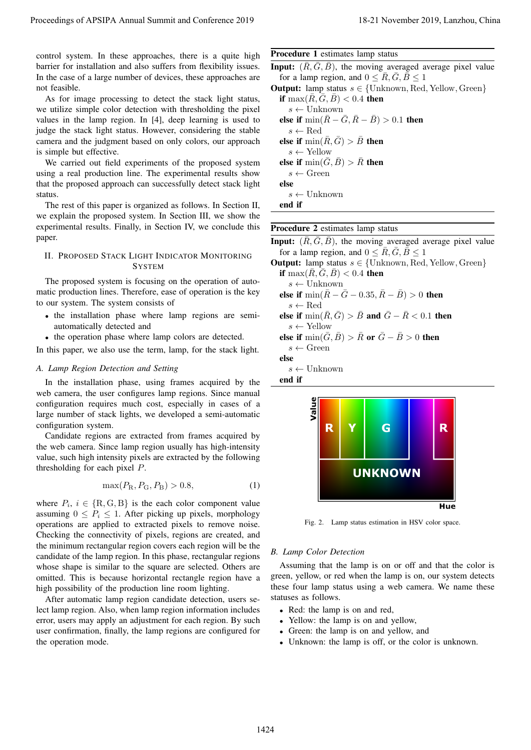control system. In these approaches, there is a quite high barrier for installation and also suffers from flexibility issues. In the case of a large number of devices, these approaches are not feasible.

As for image processing to detect the stack light status, we utilize simple color detection with thresholding the pixel values in the lamp region. In [4], deep learning is used to judge the stack light status. However, considering the stable camera and the judgment based on only colors, our approach is simple but effective.

We carried out field experiments of the proposed system using a real production line. The experimental results show that the proposed approach can successfully detect stack light status.

The rest of this paper is organized as follows. In Section II, we explain the proposed system. In Section III, we show the experimental results. Finally, in Section IV, we conclude this paper.

## II. Proposed Stack Light Indicator Monitoring System

The proposed system is focusing on the operation of automatic production lines. Therefore, ease of operation is the key to our system. The system consists of

- the installation phase where lamp regions are semi-automatically detected and
- the operation phase where lamp colors are detected.

In this paper, we also use the term, lamp, for the stack light.

### A. Lamp Region Detection and Setting

In the installation phase, using frames acquired by the web camera, the user configures lamp regions. Since manual configuration requires much cost, especially in cases of a large number of stack lights, we developed a semi-automatic configuration system.

Candidate regions are extracted from frames acquired by the web camera. Since lamp region usually has high-intensity value, such high intensity pixels are extracted by the following thresholding for each pixel $P$.

$$\max(P_{\mathrm{R}}, P_{\mathrm{G}}, P_{\mathrm{B}}) > 0.8, \tag{1}$$

where $P_i$, $i \in \{\mathrm{R}, \mathrm{G}, \mathrm{B}\}$ is the each color component value assuming $0 \leq P_i \leq 1$. After picking up pixels, morphology operations are applied to extracted pixels to remove noise. Checking the connectivity of pixels, regions are created, and the minimum rectangular region covers each region will be the candidate of the lamp region. In this phase, rectangular regions whose shape is similar to the square are selected. Others are omitted. This is because horizontal rectangle region have a high possibility of the production line room lighting.

After automatic lamp region candidate detection, users select lamp region. Also, when lamp region information includes error, users may apply an adjustment for each region. By such user confirmation, finally, the lamp regions are configured for the operation mode.

**Procedure 1** estimates lamp status

**Input:** $(\bar{R}, \bar{G}, \bar{B})$, the moving averaged average pixel value for a lamp region, and $0 \leq \bar{R}, \bar{G}, \bar{B} \leq 1$
**Output:** lamp status $s \in \{\mathrm{Unknown}, \mathrm{Red}, \mathrm{Yellow}, \mathrm{Green}\}$

```
if max(R̄, Ḡ, B̄) < 0.4 then
    s ← Unknown
else if min(R̄ − Ḡ, R̄ − B̄) > 0.1 then
    s ← Red
else if min(R̄, Ḡ) > B̄ then
    s ← Yellow
else if min(Ḡ, B̄) > R̄ then
    s ← Green
else
    s ← Unknown
end if
```

**Procedure 2** estimates lamp status

**Input:** $(\bar{R}, \bar{G}, \bar{B})$, the moving averaged average pixel value for a lamp region, and $0 \leq \bar{R}, \bar{G}, \bar{B} \leq 1$
**Output:** lamp status $s \in \{\mathrm{Unknown}, \mathrm{Red}, \mathrm{Yellow}, \mathrm{Green}\}$

```
if max(R̄, Ḡ, B̄) < 0.4 then
    s ← Unknown
else if min(R̄ − Ḡ − 0.35, R̄ − B̄) > 0 then
    s ← Red
else if min(R̄, Ḡ) > B̄ and Ḡ − R̄ < 0.1 then
    s ← Yellow
else if min(Ḡ, B̄) > R̄ or Ḡ − B̄ > 0 then
    s ← Green
else
    s ← Unknown
end if
```

Fig. 2. Lamp status estimation in HSV color space.

### B. Lamp Color Detection

Assuming that the lamp is on or off and that the color is green, yellow, or red when the lamp is on, our system detects these four lamp status using a web camera. We name these statuses as follows.

- Red: the lamp is on and red,
- Yellow: the lamp is on and yellow,
- Green: the lamp is on and yellow, and
- Unknown: the lamp is off, or the color is unknown.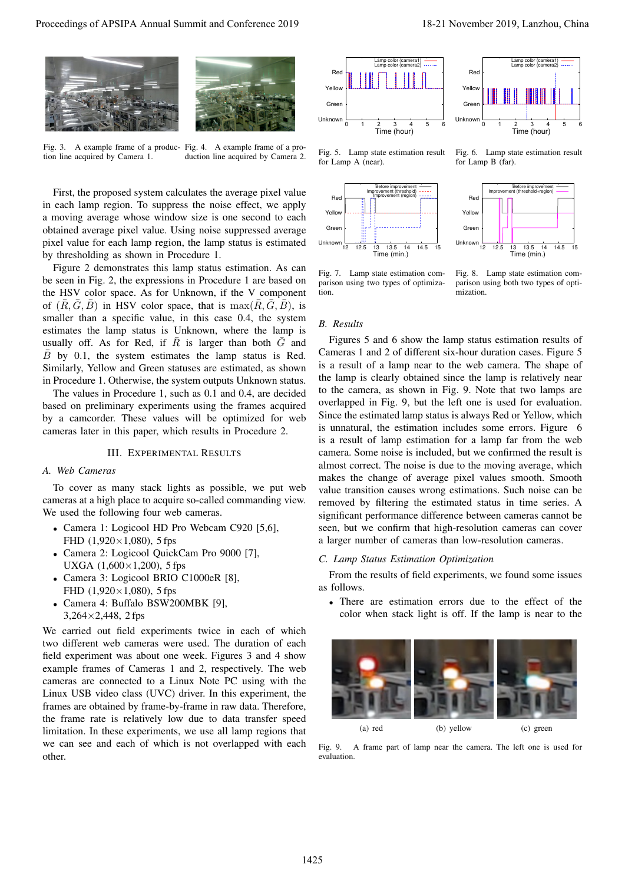Fig. 3. A example frame of a production line acquired by Camera 1.

Fig. 4. A example frame of a production line acquired by Camera 2.

First, the proposed system calculates the average pixel value in each lamp region. To suppress the noise effect, we apply a moving average whose window size is one second to each obtained average pixel value. Using noise suppressed average pixel value for each lamp region, the lamp status is estimated by thresholding as shown in Procedure 1.

Figure 2 demonstrates this lamp status estimation. As can be seen in Fig. 2, the expressions in Procedure 1 are based on the HSV color space. As for Unknown, if the V component of $(\bar{R}, \bar{G}, \bar{B})$ in HSV color space, that is $\max(\bar{R}, \bar{G}, \bar{B})$, is smaller than a specific value, in this case 0.4, the system estimates the lamp status is Unknown, where the lamp is usually off. As for Red, if $\bar{R}$ is larger than both $\bar{G}$ and $\bar{B}$ by 0.1, the system estimates the lamp status is Red. Similarly, Yellow and Green statuses are estimated, as shown in Procedure 1. Otherwise, the system outputs Unknown status.

The values in Procedure 1, such as 0.1 and 0.4, are decided based on preliminary experiments using the frames acquired by a camcorder. These values will be optimized for web cameras later in this paper, which results in Procedure 2.

## III. Experimental Results

### A. Web Cameras

To cover as many stack lights as possible, we put web cameras at a high place to acquire so-called commanding view. We used the following four web cameras.

- Camera 1: Logicool HD Pro Webcam C920 [5,6], FHD (1,920×1,080), 5 fps
- Camera 2: Logicool QuickCam Pro 9000 [7], UXGA (1,600×1,200), 5 fps
- Camera 3: Logicool BRIO C1000eR [8], FHD (1,920×1,080), 5 fps
- Camera 4: Buffalo BSW200MBK [9], 3,264×2,448, 2 fps

We carried out field experiments twice in each of which two different web cameras were used. The duration of each field experiment was about one week. Figures 3 and 4 show example frames of Cameras 1 and 2, respectively. The web cameras are connected to a Linux Note PC using with the Linux USB video class (UVC) driver. In this experiment, the frames are obtained by frame-by-frame in raw data. Therefore, the frame rate is relatively low due to data transfer speed limitation. In these experiments, we use all lamp regions that we can see and each of which is not overlapped with each other.

Fig. 5. Lamp state estimation result for Lamp A (near).

Fig. 6. Lamp state estimation result for Lamp B (far).

Fig. 7. Lamp state estimation comparison using two types of optimization.

Fig. 8. Lamp state estimation comparison using both two types of optimization.

### B. Results

Figures 5 and 6 show the lamp status estimation results of Cameras 1 and 2 of different six-hour duration cases. Figure 5 is a result of a lamp near to the web camera. The shape of the lamp is clearly obtained since the lamp is relatively near to the camera, as shown in Fig. 9. Note that two lamps are overlapped in Fig. 9, but the left one is used for evaluation. Since the estimated lamp status is always Red or Yellow, which is unnatural, the estimation includes some errors. Figure 6 is a result of lamp estimation for a lamp far from the web camera. Some noise is included, but we confirmed the result is almost correct. The noise is due to the moving average, which makes the change of average pixel values smooth. Smooth value transition causes wrong estimations. Such noise can be removed by filtering the estimated status in time series. A significant performance difference between cameras cannot be seen, but we confirm that high-resolution cameras can cover a larger number of cameras than low-resolution cameras.

### C. Lamp Status Estimation Optimization

From the results of field experiments, we found some issues as follows.

- There are estimation errors due to the effect of the color when stack light is off. If the lamp is near to the

(a) red (b) yellow (c) green

Fig. 9. A frame part of lamp near the camera. The left one is used for evaluation.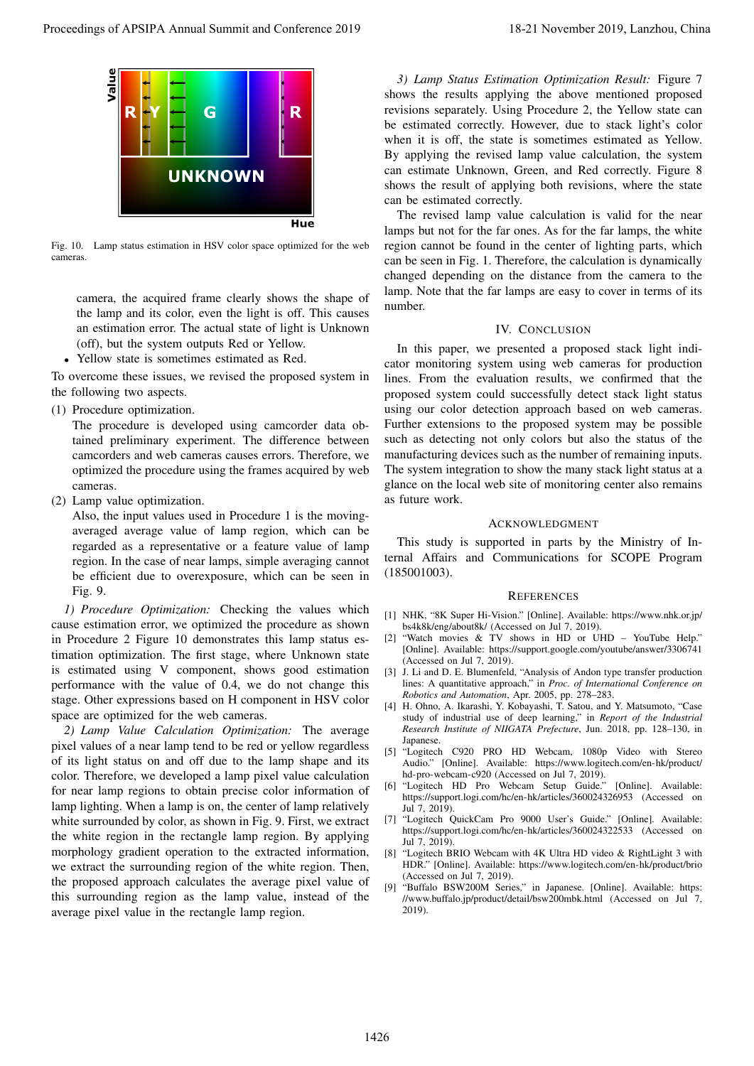Value

R Y G R

UNKNOWN

Hue

Fig. 10. Lamp status estimation in HSV color space optimized for the web cameras.

camera, the acquired frame clearly shows the shape of the lamp and its color, even the light is off. This causes an estimation error. The actual state of light is Unknown (off), but the system outputs Red or Yellow.

- Yellow state is sometimes estimated as Red.

To overcome these issues, we revised the proposed system in the following two aspects.

(1) Procedure optimization.
The procedure is developed using camcorder data obtained preliminary experiment. The difference between camcorders and web cameras causes errors. Therefore, we optimized the procedure using the frames acquired by web cameras.

(2) Lamp value optimization.
Also, the input values used in Procedure 1 is the moving-averaged average value of lamp region, which can be regarded as a representative or a feature value of lamp region. In the case of near lamps, simple averaging cannot be efficient due to overexposure, which can be seen in Fig. 9.

*1) Procedure Optimization:* Checking the values which cause estimation error, we optimized the procedure as shown in Procedure 2 Figure 10 demonstrates this lamp status estimation optimization. The first stage, where Unknown state is estimated using V component, shows good estimation performance with the value of 0.4, we do not change this stage. Other expressions based on H component in HSV color space are optimized for the web cameras.

*2) Lamp Value Calculation Optimization:* The average pixel values of a near lamp tend to be red or yellow regardless of its light status on and off due to the lamp shape and its color. Therefore, we developed a lamp pixel value calculation for near lamp regions to obtain precise color information of lamp lighting. When a lamp is on, the center of lamp relatively white surrounded by color, as shown in Fig. 9. First, we extract the white region in the rectangle lamp region. By applying morphology gradient operation to the extracted information, we extract the surrounding region of the white region. Then, the proposed approach calculates the average pixel value of this surrounding region as the lamp value, instead of the average pixel value in the rectangle lamp region.

*3) Lamp Status Estimation Optimization Result:* Figure 7 shows the results applying the above mentioned proposed revisions separately. Using Procedure 2, the Yellow state can be estimated correctly. However, due to stack light's color when it is off, the state is sometimes estimated as Yellow. By applying the revised lamp value calculation, the system can estimate Unknown, Green, and Red correctly. Figure 8 shows the result of applying both revisions, where the state can be estimated correctly.

The revised lamp value calculation is valid for the near lamps but not for the far ones. As for the far lamps, the white region cannot be found in the center of lighting parts, which can be seen in Fig. 1. Therefore, the calculation is dynamically changed depending on the distance from the camera to the lamp. Note that the far lamps are easy to cover in terms of its number.

## IV. Conclusion

In this paper, we presented a proposed stack light indicator monitoring system using web cameras for production lines. From the evaluation results, we confirmed that the proposed system could successfully detect stack light status using our color detection approach based on web cameras. Further extensions to the proposed system may be possible such as detecting not only colors but also the status of the manufacturing devices such as the number of remaining inputs. The system integration to show the many stack light status at a glance on the local web site of monitoring center also remains as future work.

## Acknowledgment

This study is supported in parts by the Ministry of Internal Affairs and Communications for SCOPE Program (185001003).

## References

[1] NHK, "8K Super Hi-Vision." [Online]. Available: https://www.nhk.or.jp/bs4k8k/eng/about8k/ (Accessed on Jul 7, 2019).

[2] "Watch movies & TV shows in HD or UHD – YouTube Help." [Online]. Available: https://support.google.com/youtube/answer/3306741 (Accessed on Jul 7, 2019).

[3] J. Li and D. E. Blumenfeld, "Analysis of Andon type transfer production lines: A quantitative approach," in *Proc. of International Conference on Robotics and Automation*, Apr. 2005, pp. 278–283.

[4] H. Ohno, A. Ikarashi, Y. Kobayashi, T. Satou, and Y. Matsumoto, "Case study of industrial use of deep learning," in *Report of the Industrial Research Institute of NIIGATA Prefecture*, Jun. 2018, pp. 128–130, in Japanese.

[5] "Logitech C920 PRO HD Webcam, 1080p Video with Stereo Audio." [Online]. Available: https://www.logitech.com/en-hk/product/hd-pro-webcam-c920 (Accessed on Jul 7, 2019).

[6] "Logitech HD Pro Webcam Setup Guide." [Online]. Available: https://support.logi.com/hc/en-hk/articles/360024326953 (Accessed on Jul 7, 2019).

[7] "Logitech QuickCam Pro 9000 User's Guide." [Online]. Available: https://support.logi.com/hc/en-hk/articles/360024322533 (Accessed on Jul 7, 2019).

[8] "Logitech BRIO Webcam with 4K Ultra HD video & RightLight 3 with HDR." [Online]. Available: https://www.logitech.com/en-hk/product/brio (Accessed on Jul 7, 2019).

[9] "Buffalo BSW200M Series," in Japanese. [Online]. Available: https://www.buffalo.jp/product/detail/bsw200mbk.html (Accessed on Jul 7, 2019).